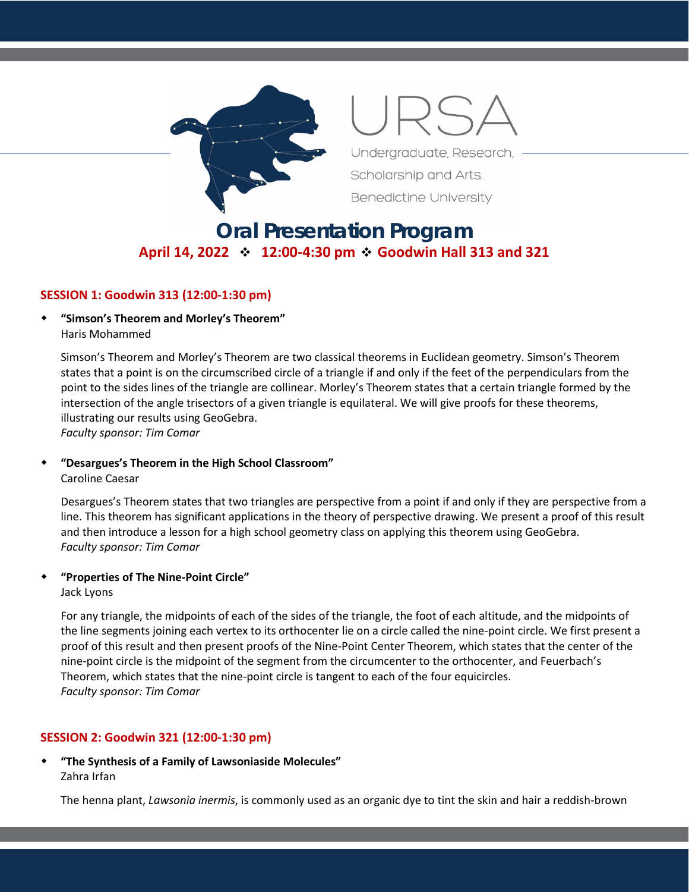URSA

Undergraduate, Research, Scholarship and Arts. Benedictine University

# Oral Presentation Program

**April 14, 2022 ❖ 12:00-4:30 pm ❖ Goodwin Hall 313 and 321**

## SESSION 1: Goodwin 313 (12:00-1:30 pm)

- **"Simson's Theorem and Morley's Theorem"**
  Haris Mohammed

  Simson's Theorem and Morley's Theorem are two classical theorems in Euclidean geometry. Simson's Theorem states that a point is on the circumscribed circle of a triangle if and only if the feet of the perpendiculars from the point to the sides lines of the triangle are collinear. Morley's Theorem states that a certain triangle formed by the intersection of the angle trisectors of a given triangle is equilateral. We will give proofs for these theorems, illustrating our results using GeoGebra.
  *Faculty sponsor: Tim Comar*

- **"Desargues's Theorem in the High School Classroom"**
  Caroline Caesar

  Desargues's Theorem states that two triangles are perspective from a point if and only if they are perspective from a line. This theorem has significant applications in the theory of perspective drawing. We present a proof of this result and then introduce a lesson for a high school geometry class on applying this theorem using GeoGebra.
  *Faculty sponsor: Tim Comar*

- **"Properties of The Nine-Point Circle"**
  Jack Lyons

  For any triangle, the midpoints of each of the sides of the triangle, the foot of each altitude, and the midpoints of the line segments joining each vertex to its orthocenter lie on a circle called the nine-point circle. We first present a proof of this result and then present proofs of the Nine-Point Center Theorem, which states that the center of the nine-point circle is the midpoint of the segment from the circumcenter to the orthocenter, and Feuerbach's Theorem, which states that the nine-point circle is tangent to each of the four equicircles.
  *Faculty sponsor: Tim Comar*

## SESSION 2: Goodwin 321 (12:00-1:30 pm)

- **"The Synthesis of a Family of Lawsoniaside Molecules"**
  Zahra Irfan

  The henna plant, *Lawsonia inermis*, is commonly used as an organic dye to tint the skin and hair a reddish-brown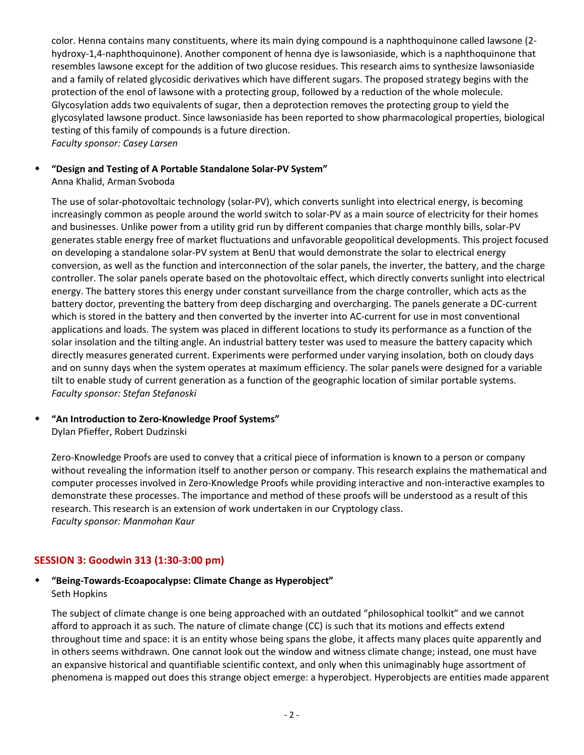color. Henna contains many constituents, where its main dying compound is a naphthoquinone called lawsone (2-hydroxy-1,4-naphthoquinone). Another component of henna dye is lawsoniaside, which is a naphthoquinone that resembles lawsone except for the addition of two glucose residues. This research aims to synthesize lawsoniaside and a family of related glycosidic derivatives which have different sugars. The proposed strategy begins with the protection of the enol of lawsone with a protecting group, followed by a reduction of the whole molecule. Glycosylation adds two equivalents of sugar, then a deprotection removes the protecting group to yield the glycosylated lawsone product. Since lawsoniaside has been reported to show pharmacological properties, biological testing of this family of compounds is a future direction.
*Faculty sponsor: Casey Larsen*

- **"Design and Testing of A Portable Standalone Solar-PV System"**
  Anna Khalid, Arman Svoboda

  The use of solar-photovoltaic technology (solar-PV), which converts sunlight into electrical energy, is becoming increasingly common as people around the world switch to solar-PV as a main source of electricity for their homes and businesses. Unlike power from a utility grid run by different companies that charge monthly bills, solar-PV generates stable energy free of market fluctuations and unfavorable geopolitical developments. This project focused on developing a standalone solar-PV system at BenU that would demonstrate the solar to electrical energy conversion, as well as the function and interconnection of the solar panels, the inverter, the battery, and the charge controller. The solar panels operate based on the photovoltaic effect, which directly converts sunlight into electrical energy. The battery stores this energy under constant surveillance from the charge controller, which acts as the battery doctor, preventing the battery from deep discharging and overcharging. The panels generate a DC-current which is stored in the battery and then converted by the inverter into AC-current for use in most conventional applications and loads. The system was placed in different locations to study its performance as a function of the solar insolation and the tilting angle. An industrial battery tester was used to measure the battery capacity which directly measures generated current. Experiments were performed under varying insolation, both on cloudy days and on sunny days when the system operates at maximum efficiency. The solar panels were designed for a variable tilt to enable study of current generation as a function of the geographic location of similar portable systems.
  *Faculty sponsor: Stefan Stefanoski*

- **"An Introduction to Zero-Knowledge Proof Systems"**
  Dylan Pfieffer, Robert Dudzinski

  Zero-Knowledge Proofs are used to convey that a critical piece of information is known to a person or company without revealing the information itself to another person or company. This research explains the mathematical and computer processes involved in Zero-Knowledge Proofs while providing interactive and non-interactive examples to demonstrate these processes. The importance and method of these proofs will be understood as a result of this research. This research is an extension of work undertaken in our Cryptology class.
  *Faculty sponsor: Manmohan Kaur*

## SESSION 3: Goodwin 313 (1:30-3:00 pm)

- **"Being-Towards-Ecoapocalypse: Climate Change as Hyperobject"**
  Seth Hopkins

  The subject of climate change is one being approached with an outdated "philosophical toolkit" and we cannot afford to approach it as such. The nature of climate change (CC) is such that its motions and effects extend throughout time and space: it is an entity whose being spans the globe, it affects many places quite apparently and in others seems withdrawn. One cannot look out the window and witness climate change; instead, one must have an expansive historical and quantifiable scientific context, and only when this unimaginably huge assortment of phenomena is mapped out does this strange object emerge: a hyperobject. Hyperobjects are entities made apparent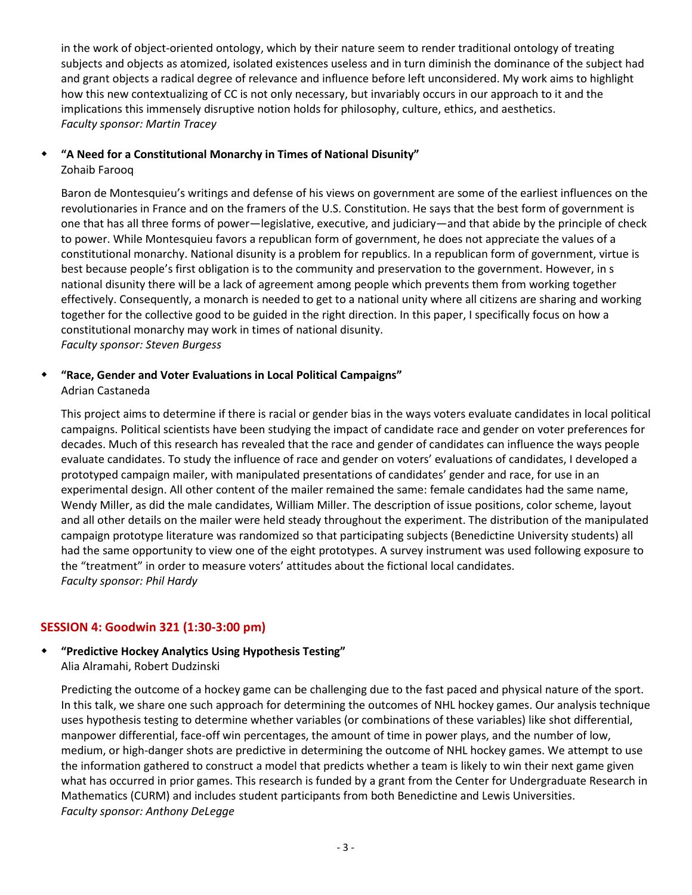in the work of object-oriented ontology, which by their nature seem to render traditional ontology of treating subjects and objects as atomized, isolated existences useless and in turn diminish the dominance of the subject had and grant objects a radical degree of relevance and influence before left unconsidered. My work aims to highlight how this new contextualizing of CC is not only necessary, but invariably occurs in our approach to it and the implications this immensely disruptive notion holds for philosophy, culture, ethics, and aesthetics.
*Faculty sponsor: Martin Tracey*

- **"A Need for a Constitutional Monarchy in Times of National Disunity"**
  Zohaib Farooq

  Baron de Montesquieu's writings and defense of his views on government are some of the earliest influences on the revolutionaries in France and on the framers of the U.S. Constitution. He says that the best form of government is one that has all three forms of power—legislative, executive, and judiciary—and that abide by the principle of check to power. While Montesquieu favors a republican form of government, he does not appreciate the values of a constitutional monarchy. National disunity is a problem for republics. In a republican form of government, virtue is best because people's first obligation is to the community and preservation to the government. However, in s national disunity there will be a lack of agreement among people which prevents them from working together effectively. Consequently, a monarch is needed to get to a national unity where all citizens are sharing and working together for the collective good to be guided in the right direction. In this paper, I specifically focus on how a constitutional monarchy may work in times of national disunity.
  *Faculty sponsor: Steven Burgess*

- **"Race, Gender and Voter Evaluations in Local Political Campaigns"**
  Adrian Castaneda

  This project aims to determine if there is racial or gender bias in the ways voters evaluate candidates in local political campaigns. Political scientists have been studying the impact of candidate race and gender on voter preferences for decades. Much of this research has revealed that the race and gender of candidates can influence the ways people evaluate candidates. To study the influence of race and gender on voters' evaluations of candidates, I developed a prototyped campaign mailer, with manipulated presentations of candidates' gender and race, for use in an experimental design. All other content of the mailer remained the same: female candidates had the same name, Wendy Miller, as did the male candidates, William Miller. The description of issue positions, color scheme, layout and all other details on the mailer were held steady throughout the experiment. The distribution of the manipulated campaign prototype literature was randomized so that participating subjects (Benedictine University students) all had the same opportunity to view one of the eight prototypes. A survey instrument was used following exposure to the "treatment" in order to measure voters' attitudes about the fictional local candidates.
  *Faculty sponsor: Phil Hardy*

## SESSION 4: Goodwin 321 (1:30-3:00 pm)

- **"Predictive Hockey Analytics Using Hypothesis Testing"**
  Alia Alramahi, Robert Dudzinski

  Predicting the outcome of a hockey game can be challenging due to the fast paced and physical nature of the sport. In this talk, we share one such approach for determining the outcomes of NHL hockey games. Our analysis technique uses hypothesis testing to determine whether variables (or combinations of these variables) like shot differential, manpower differential, face-off win percentages, the amount of time in power plays, and the number of low, medium, or high-danger shots are predictive in determining the outcome of NHL hockey games. We attempt to use the information gathered to construct a model that predicts whether a team is likely to win their next game given what has occurred in prior games. This research is funded by a grant from the Center for Undergraduate Research in Mathematics (CURM) and includes student participants from both Benedictine and Lewis Universities.
  *Faculty sponsor: Anthony DeLegge*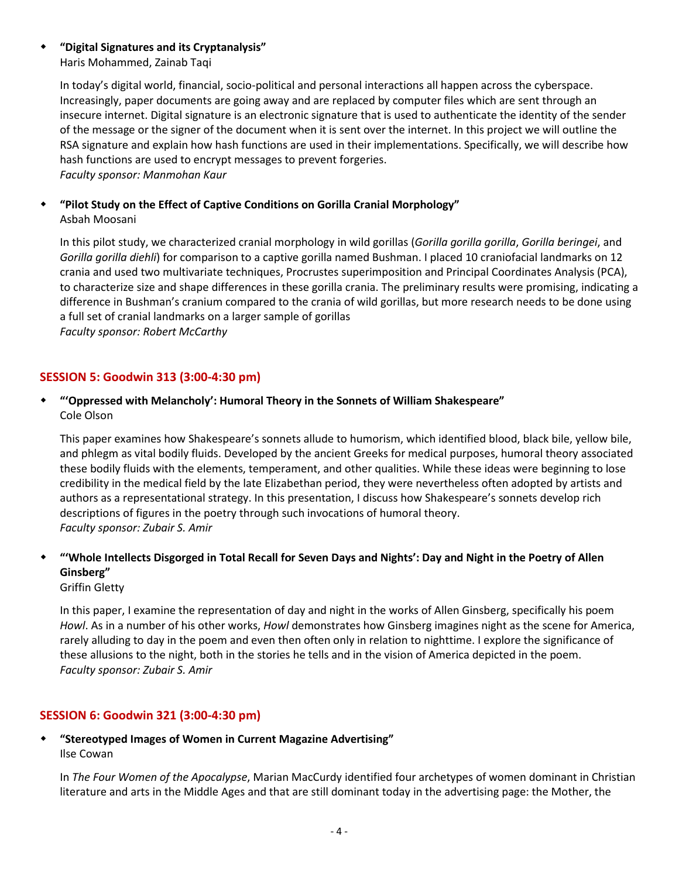- **"Digital Signatures and its Cryptanalysis"**
  Haris Mohammed, Zainab Taqi

  In today's digital world, financial, socio-political and personal interactions all happen across the cyberspace. Increasingly, paper documents are going away and are replaced by computer files which are sent through an insecure internet. Digital signature is an electronic signature that is used to authenticate the identity of the sender of the message or the signer of the document when it is sent over the internet. In this project we will outline the RSA signature and explain how hash functions are used in their implementations. Specifically, we will describe how hash functions are used to encrypt messages to prevent forgeries.
  *Faculty sponsor: Manmohan Kaur*

- **"Pilot Study on the Effect of Captive Conditions on Gorilla Cranial Morphology"**
  Asbah Moosani

  In this pilot study, we characterized cranial morphology in wild gorillas (*Gorilla gorilla gorilla*, *Gorilla beringei*, and *Gorilla gorilla diehli*) for comparison to a captive gorilla named Bushman. I placed 10 craniofacial landmarks on 12 crania and used two multivariate techniques, Procrustes superimposition and Principal Coordinates Analysis (PCA), to characterize size and shape differences in these gorilla crania. The preliminary results were promising, indicating a difference in Bushman's cranium compared to the crania of wild gorillas, but more research needs to be done using a full set of cranial landmarks on a larger sample of gorillas
  *Faculty sponsor: Robert McCarthy*

## SESSION 5: Goodwin 313 (3:00-4:30 pm)

- **"'Oppressed with Melancholy': Humoral Theory in the Sonnets of William Shakespeare"**
  Cole Olson

  This paper examines how Shakespeare's sonnets allude to humorism, which identified blood, black bile, yellow bile, and phlegm as vital bodily fluids. Developed by the ancient Greeks for medical purposes, humoral theory associated these bodily fluids with the elements, temperament, and other qualities. While these ideas were beginning to lose credibility in the medical field by the late Elizabethan period, they were nevertheless often adopted by artists and authors as a representational strategy. In this presentation, I discuss how Shakespeare's sonnets develop rich descriptions of figures in the poetry through such invocations of humoral theory.
  *Faculty sponsor: Zubair S. Amir*

- **"'Whole Intellects Disgorged in Total Recall for Seven Days and Nights': Day and Night in the Poetry of Allen Ginsberg"**
  Griffin Gletty

  In this paper, I examine the representation of day and night in the works of Allen Ginsberg, specifically his poem *Howl*. As in a number of his other works, *Howl* demonstrates how Ginsberg imagines night as the scene for America, rarely alluding to day in the poem and even then often only in relation to nighttime. I explore the significance of these allusions to the night, both in the stories he tells and in the vision of America depicted in the poem.
  *Faculty sponsor: Zubair S. Amir*

## SESSION 6: Goodwin 321 (3:00-4:30 pm)

- **"Stereotyped Images of Women in Current Magazine Advertising"**
  Ilse Cowan

  In *The Four Women of the Apocalypse*, Marian MacCurdy identified four archetypes of women dominant in Christian literature and arts in the Middle Ages and that are still dominant today in the advertising page: the Mother, the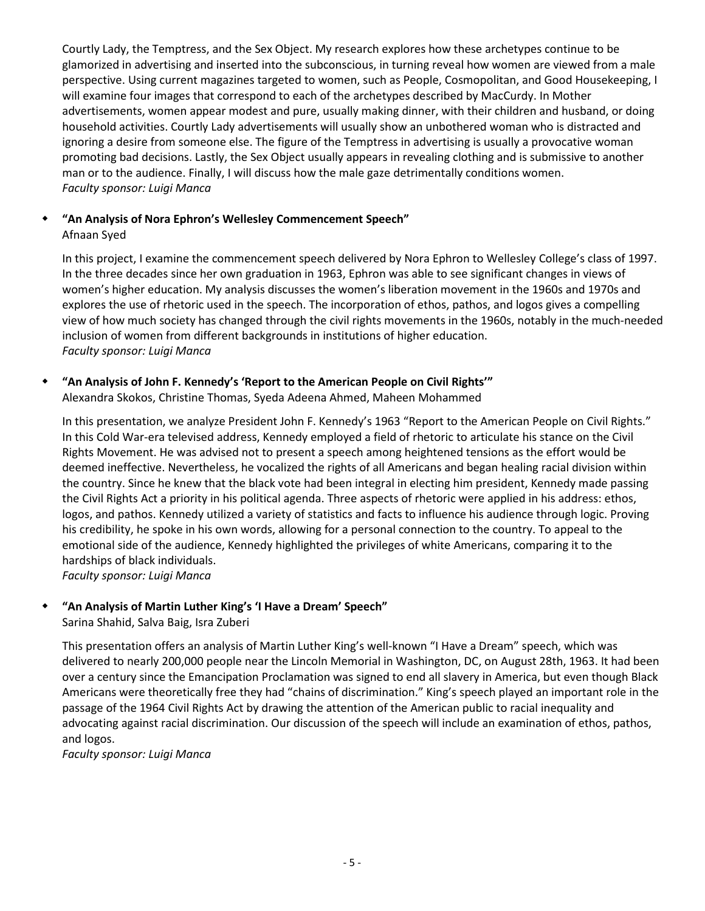Courtly Lady, the Temptress, and the Sex Object. My research explores how these archetypes continue to be glamorized in advertising and inserted into the subconscious, in turning reveal how women are viewed from a male perspective. Using current magazines targeted to women, such as People, Cosmopolitan, and Good Housekeeping, I will examine four images that correspond to each of the archetypes described by MacCurdy. In Mother advertisements, women appear modest and pure, usually making dinner, with their children and husband, or doing household activities. Courtly Lady advertisements will usually show an unbothered woman who is distracted and ignoring a desire from someone else. The figure of the Temptress in advertising is usually a provocative woman promoting bad decisions. Lastly, the Sex Object usually appears in revealing clothing and is submissive to another man or to the audience. Finally, I will discuss how the male gaze detrimentally conditions women.
*Faculty sponsor: Luigi Manca*

- **"An Analysis of Nora Ephron's Wellesley Commencement Speech"**
  Afnaan Syed

  In this project, I examine the commencement speech delivered by Nora Ephron to Wellesley College's class of 1997. In the three decades since her own graduation in 1963, Ephron was able to see significant changes in views of women's higher education. My analysis discusses the women's liberation movement in the 1960s and 1970s and explores the use of rhetoric used in the speech. The incorporation of ethos, pathos, and logos gives a compelling view of how much society has changed through the civil rights movements in the 1960s, notably in the much-needed inclusion of women from different backgrounds in institutions of higher education.
  *Faculty sponsor: Luigi Manca*

- **"An Analysis of John F. Kennedy's 'Report to the American People on Civil Rights'"**
  Alexandra Skokos, Christine Thomas, Syeda Adeena Ahmed, Maheen Mohammed

  In this presentation, we analyze President John F. Kennedy's 1963 "Report to the American People on Civil Rights." In this Cold War-era televised address, Kennedy employed a field of rhetoric to articulate his stance on the Civil Rights Movement. He was advised not to present a speech among heightened tensions as the effort would be deemed ineffective. Nevertheless, he vocalized the rights of all Americans and began healing racial division within the country. Since he knew that the black vote had been integral in electing him president, Kennedy made passing the Civil Rights Act a priority in his political agenda. Three aspects of rhetoric were applied in his address: ethos, logos, and pathos. Kennedy utilized a variety of statistics and facts to influence his audience through logic. Proving his credibility, he spoke in his own words, allowing for a personal connection to the country. To appeal to the emotional side of the audience, Kennedy highlighted the privileges of white Americans, comparing it to the hardships of black individuals.
  *Faculty sponsor: Luigi Manca*

- **"An Analysis of Martin Luther King's 'I Have a Dream' Speech"**
  Sarina Shahid, Salva Baig, Isra Zuberi

  This presentation offers an analysis of Martin Luther King's well-known "I Have a Dream" speech, which was delivered to nearly 200,000 people near the Lincoln Memorial in Washington, DC, on August 28th, 1963. It had been over a century since the Emancipation Proclamation was signed to end all slavery in America, but even though Black Americans were theoretically free they had "chains of discrimination." King's speech played an important role in the passage of the 1964 Civil Rights Act by drawing the attention of the American public to racial inequality and advocating against racial discrimination. Our discussion of the speech will include an examination of ethos, pathos, and logos.
  *Faculty sponsor: Luigi Manca*